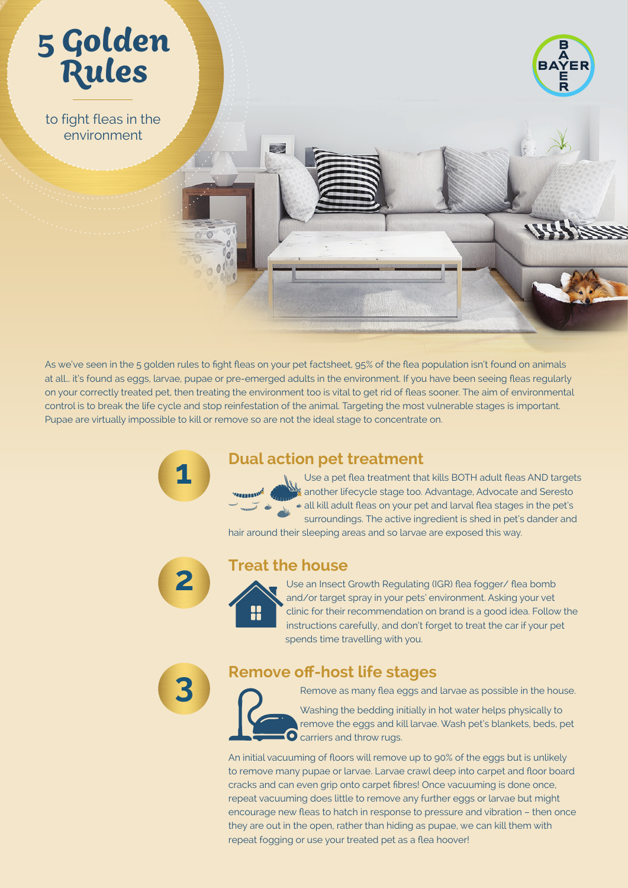# 5 Golden Rules

to fight fleas in the environment

As we've seen in the 5 golden rules to fight fleas on your pet factsheet, 95% of the flea population isn't found on animals at all… it's found as eggs, larvae, pupae or pre-emerged adults in the environment. If you have been seeing fleas regularly on your correctly treated pet, then treating the environment too is vital to get rid of fleas sooner. The aim of environmental control is to break the life cycle and stop reinfestation of the animal. Targeting the most vulnerable stages is important. Pupae are virtually impossible to kill or remove so are not the ideal stage to concentrate on.

## 1 Dual action pet treatment

Use a pet flea treatment that kills BOTH adult fleas AND targets another lifecycle stage too. Advantage, Advocate and Seresto all kill adult fleas on your pet and larval flea stages in the pet's surroundings. The active ingredient is shed in pet's dander and hair around their sleeping areas and so larvae are exposed this way.

## 2 Treat the house

Use an Insect Growth Regulating (IGR) flea fogger/ flea bomb and/or target spray in your pets' environment. Asking your vet clinic for their recommendation on brand is a good idea. Follow the instructions carefully, and don't forget to treat the car if your pet spends time travelling with you.

## 3 Remove off-host life stages

Remove as many flea eggs and larvae as possible in the house.

Washing the bedding initially in hot water helps physically to remove the eggs and kill larvae. Wash pet's blankets, beds, pet carriers and throw rugs.

An initial vacuuming of floors will remove up to 90% of the eggs but is unlikely to remove many pupae or larvae. Larvae crawl deep into carpet and floor board cracks and can even grip onto carpet fibres! Once vacuuming is done once, repeat vacuuming does little to remove any further eggs or larvae but might encourage new fleas to hatch in response to pressure and vibration – then once they are out in the open, rather than hiding as pupae, we can kill them with repeat fogging or use your treated pet as a flea hoover!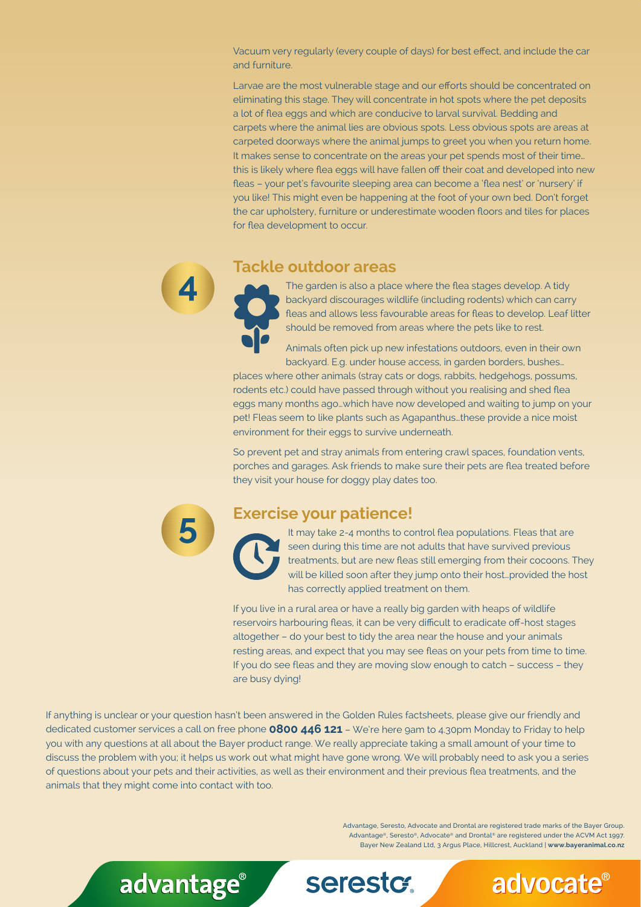Vacuum very regularly (every couple of days) for best effect, and include the car and furniture.

Larvae are the most vulnerable stage and our efforts should be concentrated on eliminating this stage. They will concentrate in hot spots where the pet deposits a lot of flea eggs and which are conducive to larval survival. Bedding and carpets where the animal lies are obvious spots. Less obvious spots are areas at carpeted doorways where the animal jumps to greet you when you return home. It makes sense to concentrate on the areas your pet spends most of their time… this is likely where flea eggs will have fallen off their coat and developed into new fleas – your pet's favourite sleeping area can become a 'flea nest' or 'nursery' if you like! This might even be happening at the foot of your own bed. Don't forget the car upholstery, furniture or underestimate wooden floors and tiles for places for flea development to occur.

## 4 Tackle outdoor areas

The garden is also a place where the flea stages develop. A tidy backyard discourages wildlife (including rodents) which can carry fleas and allows less favourable areas for fleas to develop. Leaf litter should be removed from areas where the pets like to rest.

Animals often pick up new infestations outdoors, even in their own backyard. E.g. under house access, in garden borders, bushes… places where other animals (stray cats or dogs, rabbits, hedgehogs, possums, rodents etc.) could have passed through without you realising and shed flea eggs many months ago…which have now developed and waiting to jump on your pet! Fleas seem to like plants such as Agapanthus…these provide a nice moist environment for their eggs to survive underneath.

So prevent pet and stray animals from entering crawl spaces, foundation vents, porches and garages. Ask friends to make sure their pets are flea treated before they visit your house for doggy play dates too.

## 5 Exercise your patience!

It may take 2-4 months to control flea populations. Fleas that are seen during this time are not adults that have survived previous treatments, but are new fleas still emerging from their cocoons. They will be killed soon after they jump onto their host…provided the host has correctly applied treatment on them.

If you live in a rural area or have a really big garden with heaps of wildlife reservoirs harbouring fleas, it can be very difficult to eradicate off-host stages altogether – do your best to tidy the area near the house and your animals resting areas, and expect that you may see fleas on your pets from time to time. If you do see fleas and they are moving slow enough to catch – success – they are busy dying!

If anything is unclear or your question hasn't been answered in the Golden Rules factsheets, please give our friendly and dedicated customer services a call on free phone **0800 446 121** – We're here 9am to 4.30pm Monday to Friday to help you with any questions at all about the Bayer product range. We really appreciate taking a small amount of your time to discuss the problem with you; it helps us work out what might have gone wrong. We will probably need to ask you a series of questions about your pets and their activities, as well as their environment and their previous flea treatments, and the animals that they might come into contact with too.

Advantage, Seresto, Advocate and Drontal are registered trade marks of the Bayer Group.
Advantage®, Seresto®, Advocate® and Drontal® are registered under the ACVM Act 1997.
Bayer New Zealand Ltd, 3 Argus Place, Hillcrest, Auckland | **www.bayeranimal.co.nz**

advantage® seresto® advocate®